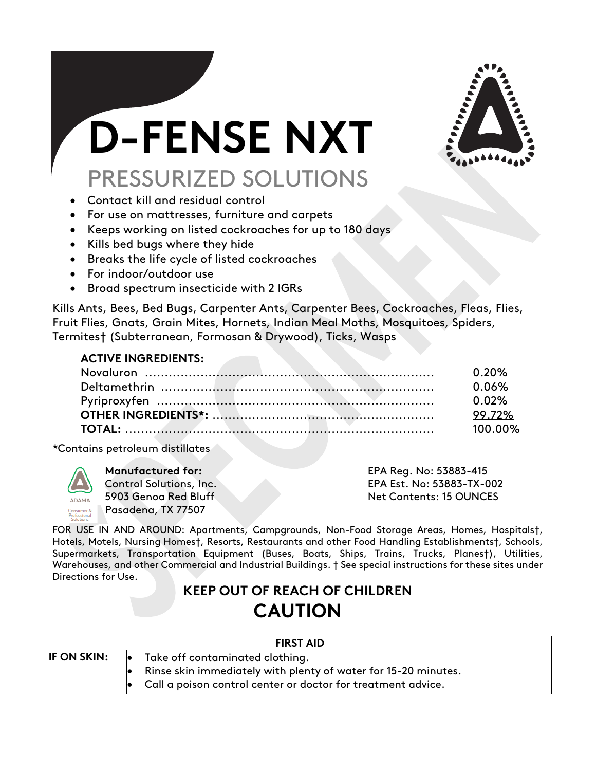# D-FENSE NXT

## PRESSURIZED SOLUTIONS

- Contact kill and residual control
- For use on mattresses, furniture and carpets
- Keeps working on listed cockroaches for up to 180 days
- Kills bed bugs where they hide
- Breaks the life cycle of listed cockroaches
- For indoor/outdoor use
- Broad spectrum insecticide with 2 IGRs

Kills Ants, Bees, Bed Bugs, Carpenter Ants, Carpenter Bees, Cockroaches, Fleas, Flies, Fruit Flies, Gnats, Grain Mites, Hornets, Indian Meal Moths, Mosquitoes, Spiders, Termites† (Subterranean, Formosan & Drywood), Ticks, Wasps

**ACTIVE INGREDIENTS:**

| | |
|---|---|
| Novaluron | 0.20% |
| Deltamethrin | 0.06% |
| Pyriproxyfen | 0.02% |
| **OTHER INGREDIENTS*:** | 99.72% |
| **TOTAL:** | 100.00% |

*Contains petroleum distillates

**Manufactured for:**
Control Solutions, Inc.
5903 Genoa Red Bluff
Pasadena, TX 77507

EPA Reg. No: 53883-415
EPA Est. No: 53883-TX-002
Net Contents: 15 OUNCES

FOR USE IN AND AROUND: Apartments, Campgrounds, Non-Food Storage Areas, Homes, Hospitals†, Hotels, Motels, Nursing Homes†, Resorts, Restaurants and other Food Handling Establishments†, Schools, Supermarkets, Transportation Equipment (Buses, Boats, Ships, Trains, Trucks, Planes†), Utilities, Warehouses, and other Commercial and Industrial Buildings. † See special instructions for these sites under Directions for Use.

## KEEP OUT OF REACH OF CHILDREN

## CAUTION

| FIRST AID | |
|---|---|
| **IF ON SKIN:** | • Take off contaminated clothing.<br>• Rinse skin immediately with plenty of water for 15-20 minutes.<br>• Call a poison control center or doctor for treatment advice. |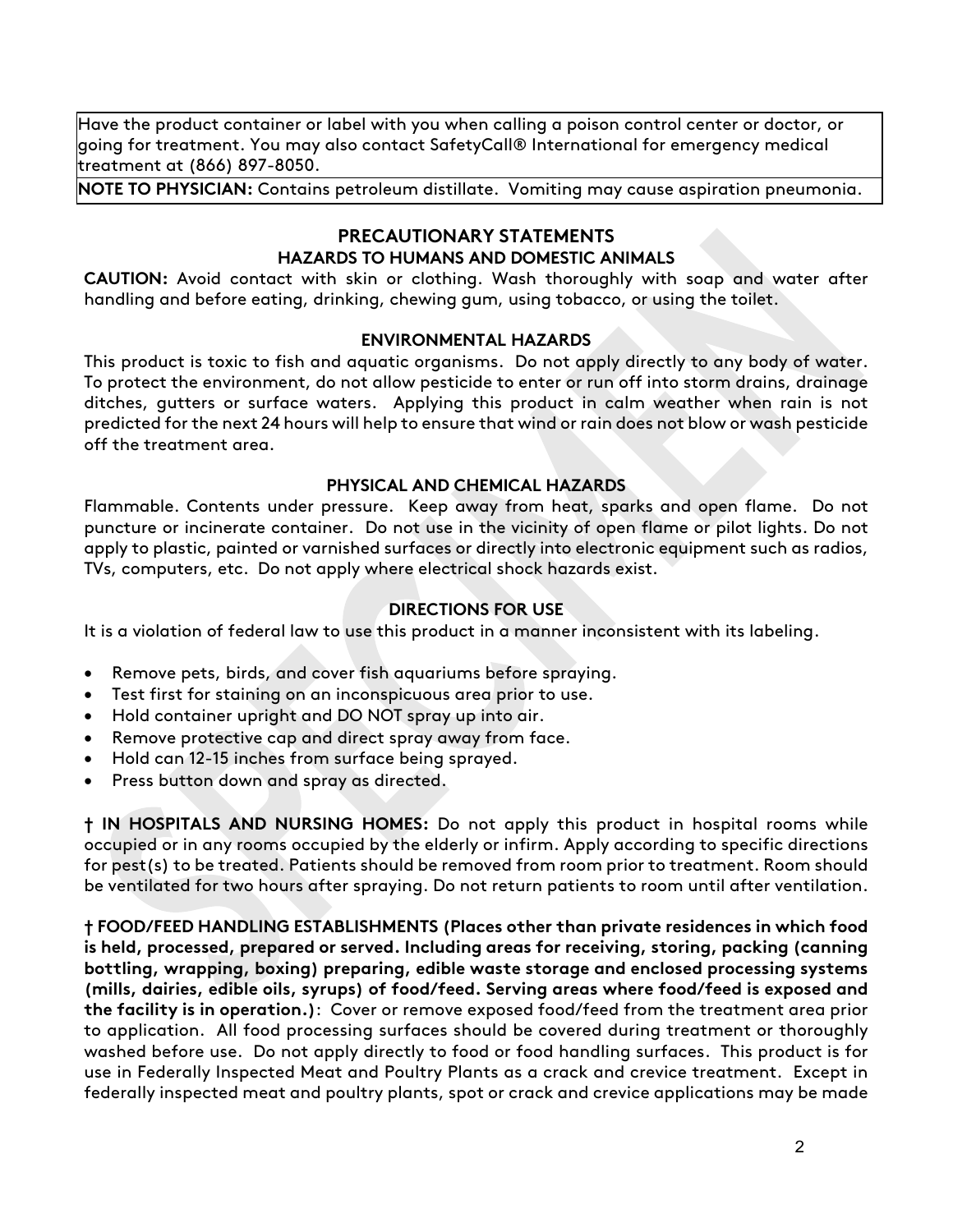| Have the product container or label with you when calling a poison control center or doctor, or going for treatment. You may also contact SafetyCall® International for emergency medical treatment at (866) 897-8050. |
| --- |
| **NOTE TO PHYSICIAN:** Contains petroleum distillate. Vomiting may cause aspiration pneumonia. |

## PRECAUTIONARY STATEMENTS

### HAZARDS TO HUMANS AND DOMESTIC ANIMALS

**CAUTION:** Avoid contact with skin or clothing. Wash thoroughly with soap and water after handling and before eating, drinking, chewing gum, using tobacco, or using the toilet.

### ENVIRONMENTAL HAZARDS

This product is toxic to fish and aquatic organisms. Do not apply directly to any body of water. To protect the environment, do not allow pesticide to enter or run off into storm drains, drainage ditches, gutters or surface waters. Applying this product in calm weather when rain is not predicted for the next 24 hours will help to ensure that wind or rain does not blow or wash pesticide off the treatment area.

### PHYSICAL AND CHEMICAL HAZARDS

Flammable. Contents under pressure. Keep away from heat, sparks and open flame. Do not puncture or incinerate container. Do not use in the vicinity of open flame or pilot lights. Do not apply to plastic, painted or varnished surfaces or directly into electronic equipment such as radios, TVs, computers, etc. Do not apply where electrical shock hazards exist.

## DIRECTIONS FOR USE

It is a violation of federal law to use this product in a manner inconsistent with its labeling.

- Remove pets, birds, and cover fish aquariums before spraying.
- Test first for staining on an inconspicuous area prior to use.
- Hold container upright and DO NOT spray up into air.
- Remove protective cap and direct spray away from face.
- Hold can 12-15 inches from surface being sprayed.
- Press button down and spray as directed.

**† IN HOSPITALS AND NURSING HOMES:** Do not apply this product in hospital rooms while occupied or in any rooms occupied by the elderly or infirm. Apply according to specific directions for pest(s) to be treated. Patients should be removed from room prior to treatment. Room should be ventilated for two hours after spraying. Do not return patients to room until after ventilation.

**† FOOD/FEED HANDLING ESTABLISHMENTS (Places other than private residences in which food is held, processed, prepared or served. Including areas for receiving, storing, packing (canning bottling, wrapping, boxing) preparing, edible waste storage and enclosed processing systems (mills, dairies, edible oils, syrups) of food/feed. Serving areas where food/feed is exposed and the facility is in operation.)**: Cover or remove exposed food/feed from the treatment area prior to application. All food processing surfaces should be covered during treatment or thoroughly washed before use. Do not apply directly to food or food handling surfaces. This product is for use in Federally Inspected Meat and Poultry Plants as a crack and crevice treatment. Except in federally inspected meat and poultry plants, spot or crack and crevice applications may be made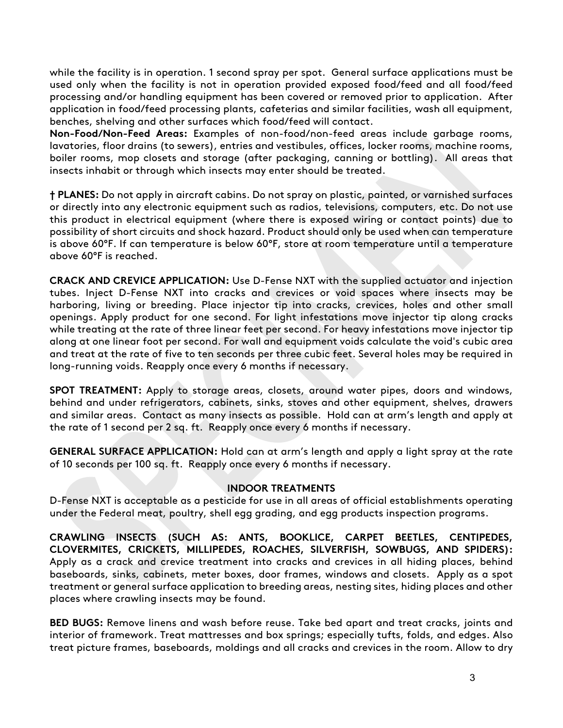while the facility is in operation. 1 second spray per spot. General surface applications must be used only when the facility is not in operation provided exposed food/feed and all food/feed processing and/or handling equipment has been covered or removed prior to application. After application in food/feed processing plants, cafeterias and similar facilities, wash all equipment, benches, shelving and other surfaces which food/feed will contact.

**Non-Food/Non-Feed Areas:** Examples of non-food/non-feed areas include garbage rooms, lavatories, floor drains (to sewers), entries and vestibules, offices, locker rooms, machine rooms, boiler rooms, mop closets and storage (after packaging, canning or bottling). All areas that insects inhabit or through which insects may enter should be treated.

**† PLANES:** Do not apply in aircraft cabins. Do not spray on plastic, painted, or varnished surfaces or directly into any electronic equipment such as radios, televisions, computers, etc. Do not use this product in electrical equipment (where there is exposed wiring or contact points) due to possibility of short circuits and shock hazard. Product should only be used when can temperature is above 60°F. If can temperature is below 60°F, store at room temperature until a temperature above 60°F is reached.

**CRACK AND CREVICE APPLICATION:** Use D-Fense NXT with the supplied actuator and injection tubes. Inject D-Fense NXT into cracks and crevices or void spaces where insects may be harboring, living or breeding. Place injector tip into cracks, crevices, holes and other small openings. Apply product for one second. For light infestations move injector tip along cracks while treating at the rate of three linear feet per second. For heavy infestations move injector tip along at one linear foot per second. For wall and equipment voids calculate the void's cubic area and treat at the rate of five to ten seconds per three cubic feet. Several holes may be required in long-running voids. Reapply once every 6 months if necessary.

**SPOT TREATMENT:** Apply to storage areas, closets, around water pipes, doors and windows, behind and under refrigerators, cabinets, sinks, stoves and other equipment, shelves, drawers and similar areas. Contact as many insects as possible. Hold can at arm's length and apply at the rate of 1 second per 2 sq. ft. Reapply once every 6 months if necessary.

**GENERAL SURFACE APPLICATION:** Hold can at arm's length and apply a light spray at the rate of 10 seconds per 100 sq. ft. Reapply once every 6 months if necessary.

## INDOOR TREATMENTS

D-Fense NXT is acceptable as a pesticide for use in all areas of official establishments operating under the Federal meat, poultry, shell egg grading, and egg products inspection programs.

**CRAWLING INSECTS (SUCH AS: ANTS, BOOKLICE, CARPET BEETLES, CENTIPEDES, CLOVERMITES, CRICKETS, MILLIPEDES, ROACHES, SILVERFISH, SOWBUGS, AND SPIDERS):** Apply as a crack and crevice treatment into cracks and crevices in all hiding places, behind baseboards, sinks, cabinets, meter boxes, door frames, windows and closets. Apply as a spot treatment or general surface application to breeding areas, nesting sites, hiding places and other places where crawling insects may be found.

**BED BUGS:** Remove linens and wash before reuse. Take bed apart and treat cracks, joints and interior of framework. Treat mattresses and box springs; especially tufts, folds, and edges. Also treat picture frames, baseboards, moldings and all cracks and crevices in the room. Allow to dry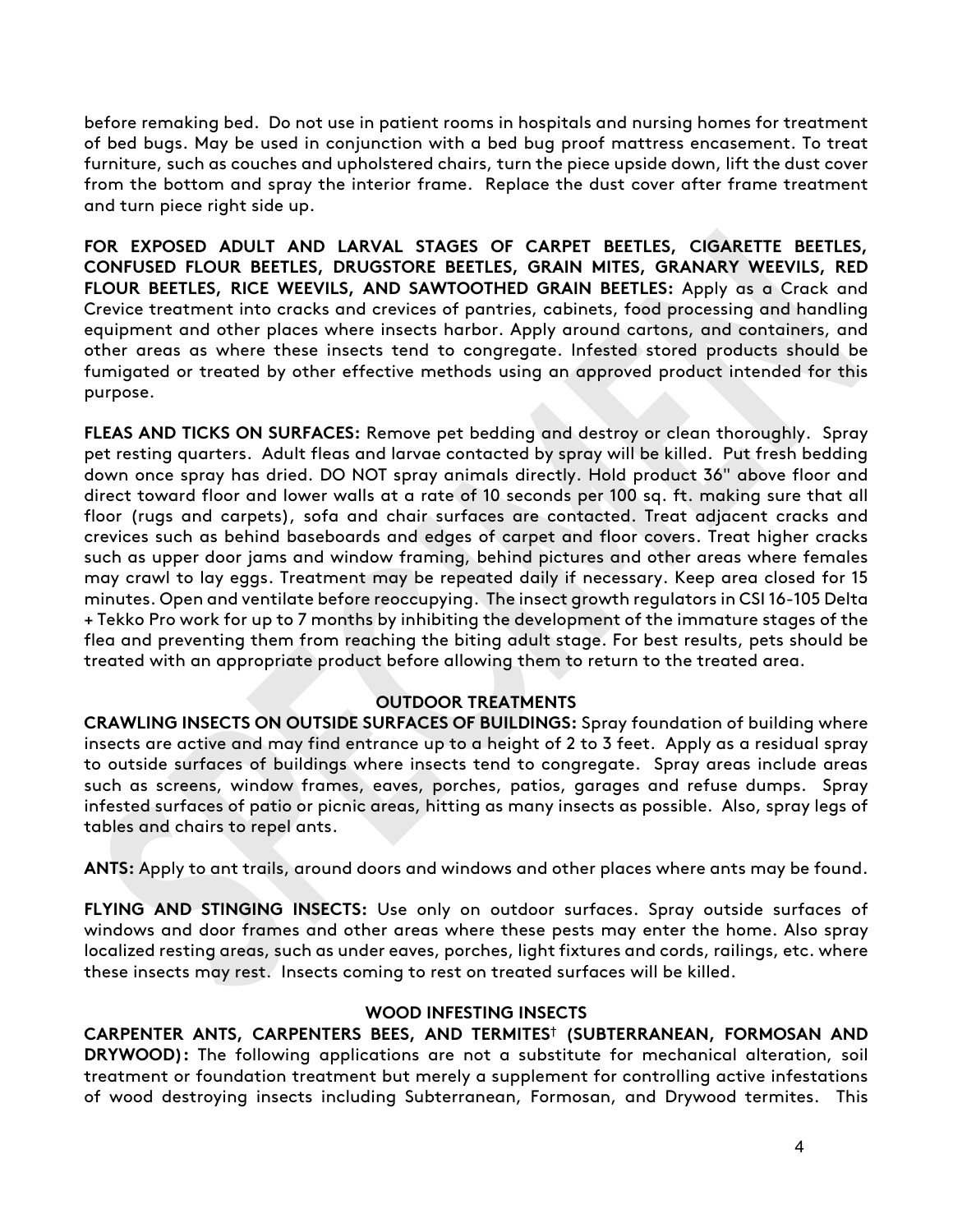before remaking bed. Do not use in patient rooms in hospitals and nursing homes for treatment of bed bugs. May be used in conjunction with a bed bug proof mattress encasement. To treat furniture, such as couches and upholstered chairs, turn the piece upside down, lift the dust cover from the bottom and spray the interior frame. Replace the dust cover after frame treatment and turn piece right side up.

**FOR EXPOSED ADULT AND LARVAL STAGES OF CARPET BEETLES, CIGARETTE BEETLES, CONFUSED FLOUR BEETLES, DRUGSTORE BEETLES, GRAIN MITES, GRANARY WEEVILS, RED FLOUR BEETLES, RICE WEEVILS, AND SAWTOOTHED GRAIN BEETLES:** Apply as a Crack and Crevice treatment into cracks and crevices of pantries, cabinets, food processing and handling equipment and other places where insects harbor. Apply around cartons, and containers, and other areas as where these insects tend to congregate. Infested stored products should be fumigated or treated by other effective methods using an approved product intended for this purpose.

**FLEAS AND TICKS ON SURFACES:** Remove pet bedding and destroy or clean thoroughly. Spray pet resting quarters. Adult fleas and larvae contacted by spray will be killed. Put fresh bedding down once spray has dried. DO NOT spray animals directly. Hold product 36" above floor and direct toward floor and lower walls at a rate of 10 seconds per 100 sq. ft. making sure that all floor (rugs and carpets), sofa and chair surfaces are contacted. Treat adjacent cracks and crevices such as behind baseboards and edges of carpet and floor covers. Treat higher cracks such as upper door jams and window framing, behind pictures and other areas where females may crawl to lay eggs. Treatment may be repeated daily if necessary. Keep area closed for 15 minutes. Open and ventilate before reoccupying. The insect growth regulators in CSI 16-105 Delta + Tekko Pro work for up to 7 months by inhibiting the development of the immature stages of the flea and preventing them from reaching the biting adult stage. For best results, pets should be treated with an appropriate product before allowing them to return to the treated area.

**OUTDOOR TREATMENTS**

**CRAWLING INSECTS ON OUTSIDE SURFACES OF BUILDINGS:** Spray foundation of building where insects are active and may find entrance up to a height of 2 to 3 feet. Apply as a residual spray to outside surfaces of buildings where insects tend to congregate. Spray areas include areas such as screens, window frames, eaves, porches, patios, garages and refuse dumps. Spray infested surfaces of patio or picnic areas, hitting as many insects as possible. Also, spray legs of tables and chairs to repel ants.

**ANTS:** Apply to ant trails, around doors and windows and other places where ants may be found.

**FLYING AND STINGING INSECTS:** Use only on outdoor surfaces. Spray outside surfaces of windows and door frames and other areas where these pests may enter the home. Also spray localized resting areas, such as under eaves, porches, light fixtures and cords, railings, etc. where these insects may rest. Insects coming to rest on treated surfaces will be killed.

**WOOD INFESTING INSECTS**

**CARPENTER ANTS, CARPENTERS BEES, AND TERMITES† (SUBTERRANEAN, FORMOSAN AND DRYWOOD):** The following applications are not a substitute for mechanical alteration, soil treatment or foundation treatment but merely a supplement for controlling active infestations of wood destroying insects including Subterranean, Formosan, and Drywood termites. This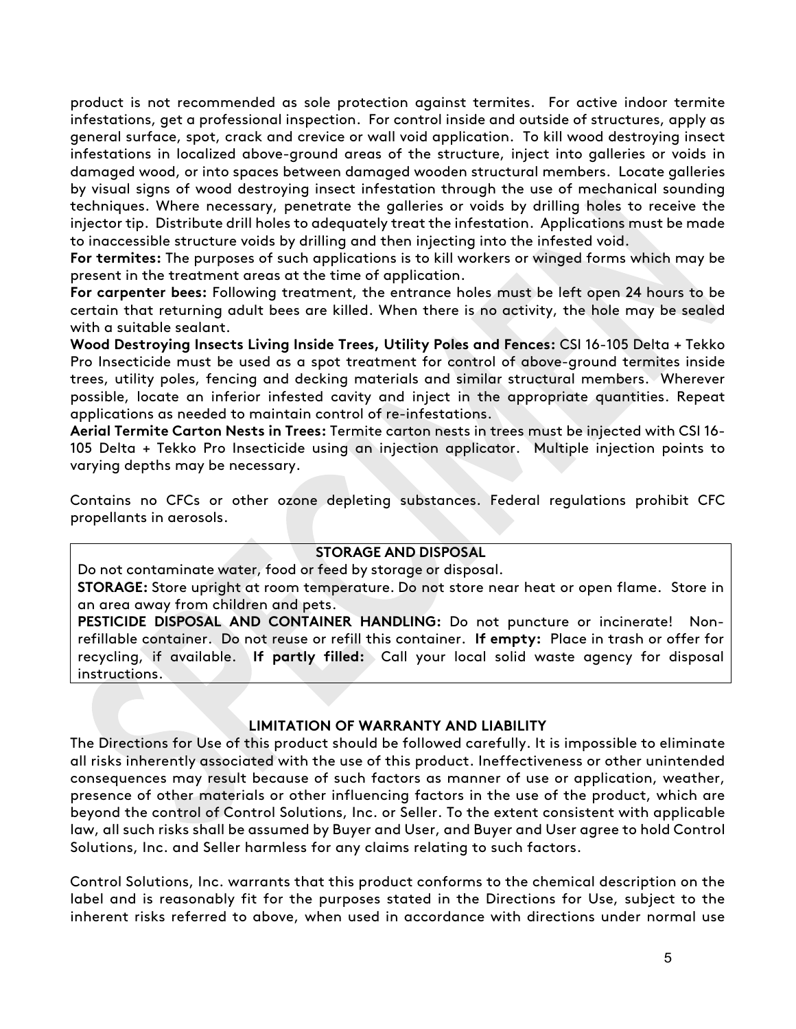product is not recommended as sole protection against termites. For active indoor termite infestations, get a professional inspection. For control inside and outside of structures, apply as general surface, spot, crack and crevice or wall void application. To kill wood destroying insect infestations in localized above-ground areas of the structure, inject into galleries or voids in damaged wood, or into spaces between damaged wooden structural members. Locate galleries by visual signs of wood destroying insect infestation through the use of mechanical sounding techniques. Where necessary, penetrate the galleries or voids by drilling holes to receive the injector tip. Distribute drill holes to adequately treat the infestation. Applications must be made to inaccessible structure voids by drilling and then injecting into the infested void.

**For termites:** The purposes of such applications is to kill workers or winged forms which may be present in the treatment areas at the time of application.

**For carpenter bees:** Following treatment, the entrance holes must be left open 24 hours to be certain that returning adult bees are killed. When there is no activity, the hole may be sealed with a suitable sealant.

**Wood Destroying Insects Living Inside Trees, Utility Poles and Fences:** CSI 16-105 Delta + Tekko Pro Insecticide must be used as a spot treatment for control of above-ground termites inside trees, utility poles, fencing and decking materials and similar structural members. Wherever possible, locate an inferior infested cavity and inject in the appropriate quantities. Repeat applications as needed to maintain control of re-infestations.

**Aerial Termite Carton Nests in Trees:** Termite carton nests in trees must be injected with CSI 16-105 Delta + Tekko Pro Insecticide using an injection applicator. Multiple injection points to varying depths may be necessary.

Contains no CFCs or other ozone depleting substances. Federal regulations prohibit CFC propellants in aerosols.

**STORAGE AND DISPOSAL**

Do not contaminate water, food or feed by storage or disposal.

**STORAGE:** Store upright at room temperature. Do not store near heat or open flame. Store in an area away from children and pets.

**PESTICIDE DISPOSAL AND CONTAINER HANDLING:** Do not puncture or incinerate! Non-refillable container. Do not reuse or refill this container. **If empty:** Place in trash or offer for recycling, if available. **If partly filled:** Call your local solid waste agency for disposal instructions.

**LIMITATION OF WARRANTY AND LIABILITY**

The Directions for Use of this product should be followed carefully. It is impossible to eliminate all risks inherently associated with the use of this product. Ineffectiveness or other unintended consequences may result because of such factors as manner of use or application, weather, presence of other materials or other influencing factors in the use of the product, which are beyond the control of Control Solutions, Inc. or Seller. To the extent consistent with applicable law, all such risks shall be assumed by Buyer and User, and Buyer and User agree to hold Control Solutions, Inc. and Seller harmless for any claims relating to such factors.

Control Solutions, Inc. warrants that this product conforms to the chemical description on the label and is reasonably fit for the purposes stated in the Directions for Use, subject to the inherent risks referred to above, when used in accordance with directions under normal use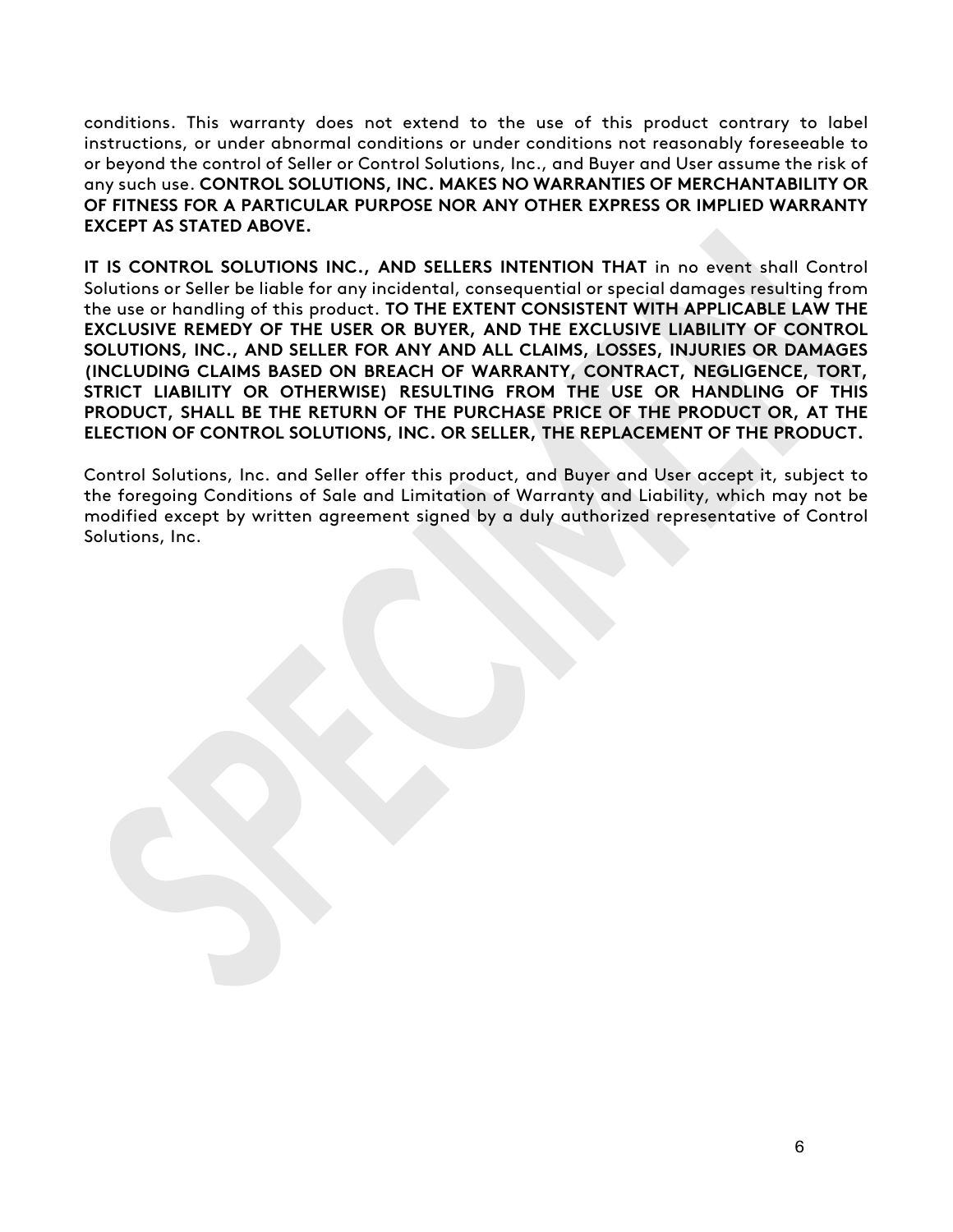conditions. This warranty does not extend to the use of this product contrary to label instructions, or under abnormal conditions or under conditions not reasonably foreseeable to or beyond the control of Seller or Control Solutions, Inc., and Buyer and User assume the risk of any such use. **CONTROL SOLUTIONS, INC. MAKES NO WARRANTIES OF MERCHANTABILITY OR OF FITNESS FOR A PARTICULAR PURPOSE NOR ANY OTHER EXPRESS OR IMPLIED WARRANTY EXCEPT AS STATED ABOVE.**

**IT IS CONTROL SOLUTIONS INC., AND SELLERS INTENTION THAT** in no event shall Control Solutions or Seller be liable for any incidental, consequential or special damages resulting from the use or handling of this product. **TO THE EXTENT CONSISTENT WITH APPLICABLE LAW THE EXCLUSIVE REMEDY OF THE USER OR BUYER, AND THE EXCLUSIVE LIABILITY OF CONTROL SOLUTIONS, INC., AND SELLER FOR ANY AND ALL CLAIMS, LOSSES, INJURIES OR DAMAGES (INCLUDING CLAIMS BASED ON BREACH OF WARRANTY, CONTRACT, NEGLIGENCE, TORT, STRICT LIABILITY OR OTHERWISE) RESULTING FROM THE USE OR HANDLING OF THIS PRODUCT, SHALL BE THE RETURN OF THE PURCHASE PRICE OF THE PRODUCT OR, AT THE ELECTION OF CONTROL SOLUTIONS, INC. OR SELLER, THE REPLACEMENT OF THE PRODUCT.**

Control Solutions, Inc. and Seller offer this product, and Buyer and User accept it, subject to the foregoing Conditions of Sale and Limitation of Warranty and Liability, which may not be modified except by written agreement signed by a duly authorized representative of Control Solutions, Inc.